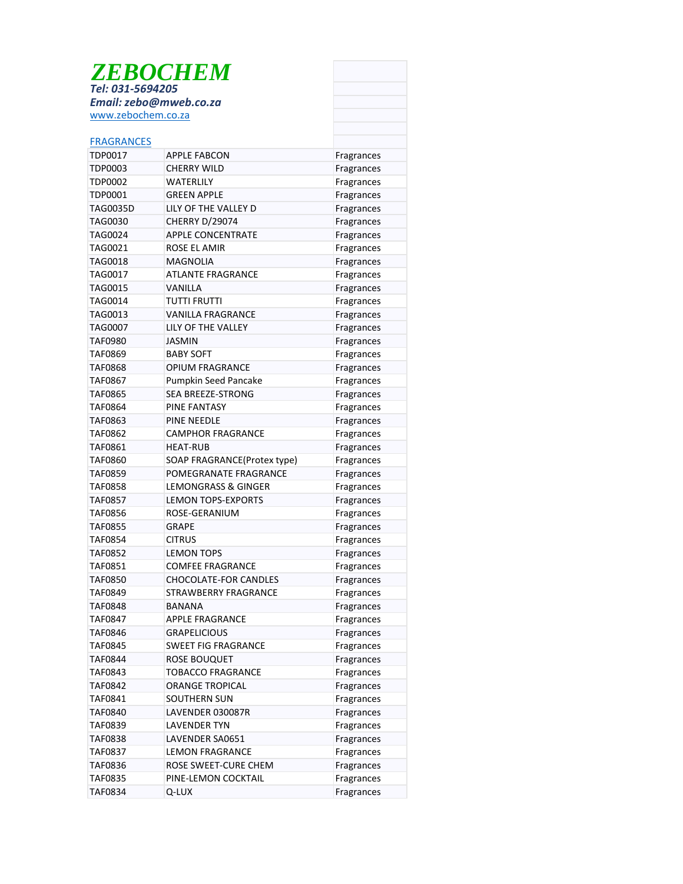# *ZEBOCHEM*

***Tel: 031-5694205***

***Email: zebo@mweb.co.za***

[www.zebochem.co.za](http://www.zebochem.co.za)

FRAGRANCES

| | | |
|---|---|---|
| TDP0017 | APPLE FABCON | Fragrances |
| TDP0003 | CHERRY WILD | Fragrances |
| TDP0002 | WATERLILY | Fragrances |
| TDP0001 | GREEN APPLE | Fragrances |
| TAG0035D | LILY OF THE VALLEY D | Fragrances |
| TAG0030 | CHERRY D/29074 | Fragrances |
| TAG0024 | APPLE CONCENTRATE | Fragrances |
| TAG0021 | ROSE EL AMIR | Fragrances |
| TAG0018 | MAGNOLIA | Fragrances |
| TAG0017 | ATLANTE FRAGRANCE | Fragrances |
| TAG0015 | VANILLA | Fragrances |
| TAG0014 | TUTTI FRUTTI | Fragrances |
| TAG0013 | VANILLA FRAGRANCE | Fragrances |
| TAG0007 | LILY OF THE VALLEY | Fragrances |
| TAF0980 | JASMIN | Fragrances |
| TAF0869 | BABY SOFT | Fragrances |
| TAF0868 | OPIUM FRAGRANCE | Fragrances |
| TAF0867 | Pumpkin Seed Pancake | Fragrances |
| TAF0865 | SEA BREEZE-STRONG | Fragrances |
| TAF0864 | PINE FANTASY | Fragrances |
| TAF0863 | PINE NEEDLE | Fragrances |
| TAF0862 | CAMPHOR FRAGRANCE | Fragrances |
| TAF0861 | HEAT-RUB | Fragrances |
| TAF0860 | SOAP FRAGRANCE(Protex type) | Fragrances |
| TAF0859 | POMEGRANATE FRAGRANCE | Fragrances |
| TAF0858 | LEMONGRASS & GINGER | Fragrances |
| TAF0857 | LEMON TOPS-EXPORTS | Fragrances |
| TAF0856 | ROSE-GERANIUM | Fragrances |
| TAF0855 | GRAPE | Fragrances |
| TAF0854 | CITRUS | Fragrances |
| TAF0852 | LEMON TOPS | Fragrances |
| TAF0851 | COMFEE FRAGRANCE | Fragrances |
| TAF0850 | CHOCOLATE-FOR CANDLES | Fragrances |
| TAF0849 | STRAWBERRY FRAGRANCE | Fragrances |
| TAF0848 | BANANA | Fragrances |
| TAF0847 | APPLE FRAGRANCE | Fragrances |
| TAF0846 | GRAPELICIOUS | Fragrances |
| TAF0845 | SWEET FIG FRAGRANCE | Fragrances |
| TAF0844 | ROSE BOUQUET | Fragrances |
| TAF0843 | TOBACCO FRAGRANCE | Fragrances |
| TAF0842 | ORANGE TROPICAL | Fragrances |
| TAF0841 | SOUTHERN SUN | Fragrances |
| TAF0840 | LAVENDER 030087R | Fragrances |
| TAF0839 | LAVENDER TYN | Fragrances |
| TAF0838 | LAVENDER SA0651 | Fragrances |
| TAF0837 | LEMON FRAGRANCE | Fragrances |
| TAF0836 | ROSE SWEET-CURE CHEM | Fragrances |
| TAF0835 | PINE-LEMON COCKTAIL | Fragrances |
| TAF0834 | Q-LUX | Fragrances |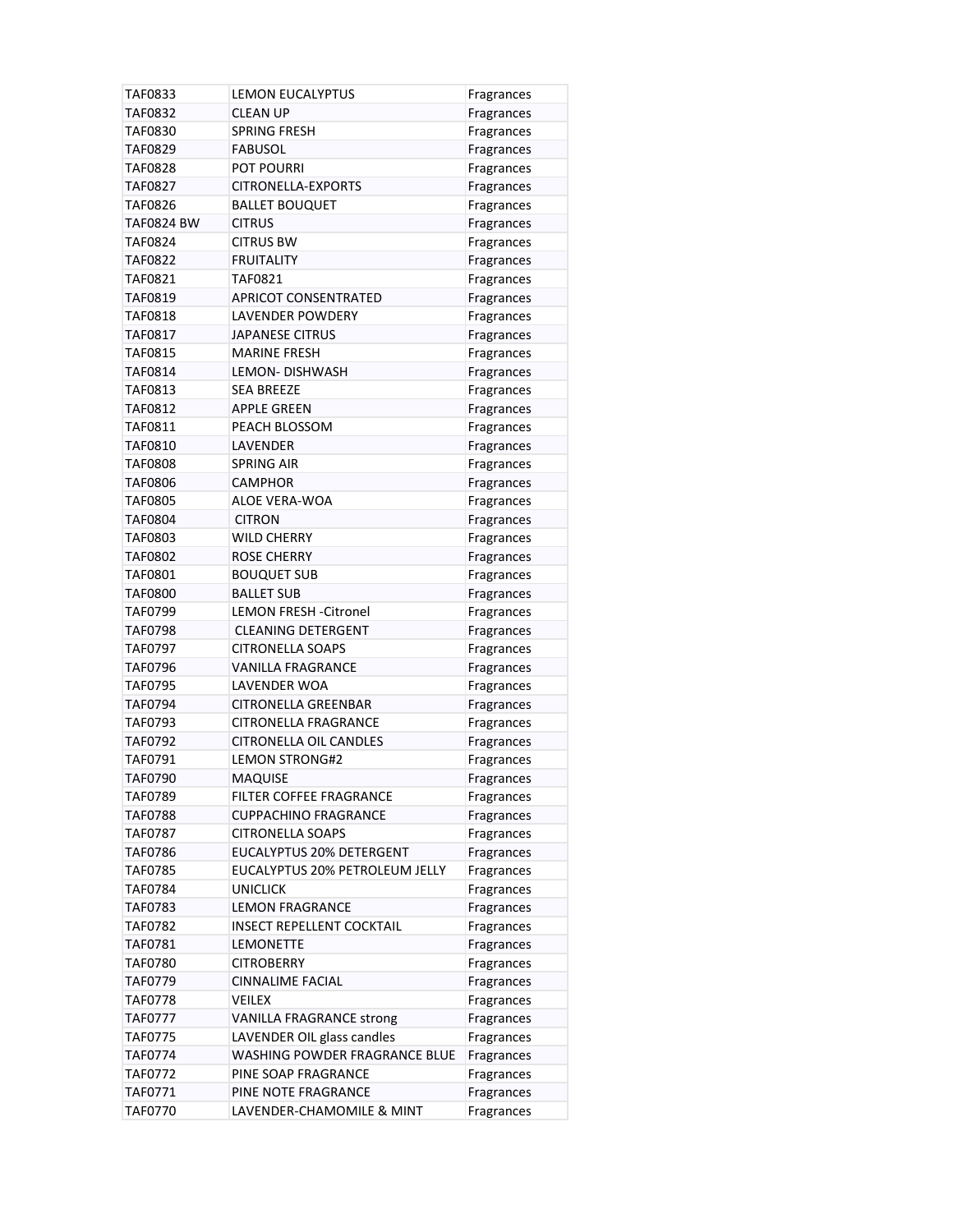| | | |
|---|---|---|
| TAF0833 | LEMON EUCALYPTUS | Fragrances |
| TAF0832 | CLEAN UP | Fragrances |
| TAF0830 | SPRING FRESH | Fragrances |
| TAF0829 | FABUSOL | Fragrances |
| TAF0828 | POT POURRI | Fragrances |
| TAF0827 | CITRONELLA-EXPORTS | Fragrances |
| TAF0826 | BALLET BOUQUET | Fragrances |
| TAF0824 BW | CITRUS | Fragrances |
| TAF0824 | CITRUS BW | Fragrances |
| TAF0822 | FRUITALITY | Fragrances |
| TAF0821 | TAF0821 | Fragrances |
| TAF0819 | APRICOT CONSENTRATED | Fragrances |
| TAF0818 | LAVENDER POWDERY | Fragrances |
| TAF0817 | JAPANESE CITRUS | Fragrances |
| TAF0815 | MARINE FRESH | Fragrances |
| TAF0814 | LEMON- DISHWASH | Fragrances |
| TAF0813 | SEA BREEZE | Fragrances |
| TAF0812 | APPLE GREEN | Fragrances |
| TAF0811 | PEACH BLOSSOM | Fragrances |
| TAF0810 | LAVENDER | Fragrances |
| TAF0808 | SPRING AIR | Fragrances |
| TAF0806 | CAMPHOR | Fragrances |
| TAF0805 | ALOE VERA-WOA | Fragrances |
| TAF0804 | CITRON | Fragrances |
| TAF0803 | WILD CHERRY | Fragrances |
| TAF0802 | ROSE CHERRY | Fragrances |
| TAF0801 | BOUQUET SUB | Fragrances |
| TAF0800 | BALLET SUB | Fragrances |
| TAF0799 | LEMON FRESH -Citronel | Fragrances |
| TAF0798 | CLEANING DETERGENT | Fragrances |
| TAF0797 | CITRONELLA SOAPS | Fragrances |
| TAF0796 | VANILLA FRAGRANCE | Fragrances |
| TAF0795 | LAVENDER WOA | Fragrances |
| TAF0794 | CITRONELLA GREENBAR | Fragrances |
| TAF0793 | CITRONELLA FRAGRANCE | Fragrances |
| TAF0792 | CITRONELLA OIL CANDLES | Fragrances |
| TAF0791 | LEMON STRONG#2 | Fragrances |
| TAF0790 | MAQUISE | Fragrances |
| TAF0789 | FILTER COFFEE FRAGRANCE | Fragrances |
| TAF0788 | CUPPACHINO FRAGRANCE | Fragrances |
| TAF0787 | CITRONELLA SOAPS | Fragrances |
| TAF0786 | EUCALYPTUS 20% DETERGENT | Fragrances |
| TAF0785 | EUCALYPTUS 20% PETROLEUM JELLY | Fragrances |
| TAF0784 | UNICLICK | Fragrances |
| TAF0783 | LEMON FRAGRANCE | Fragrances |
| TAF0782 | INSECT REPELLENT COCKTAIL | Fragrances |
| TAF0781 | LEMONETTE | Fragrances |
| TAF0780 | CITROBERRY | Fragrances |
| TAF0779 | CINNALIME FACIAL | Fragrances |
| TAF0778 | VEILEX | Fragrances |
| TAF0777 | VANILLA FRAGRANCE strong | Fragrances |
| TAF0775 | LAVENDER OIL glass candles | Fragrances |
| TAF0774 | WASHING POWDER FRAGRANCE BLUE | Fragrances |
| TAF0772 | PINE SOAP FRAGRANCE | Fragrances |
| TAF0771 | PINE NOTE FRAGRANCE | Fragrances |
| TAF0770 | LAVENDER-CHAMOMILE & MINT | Fragrances |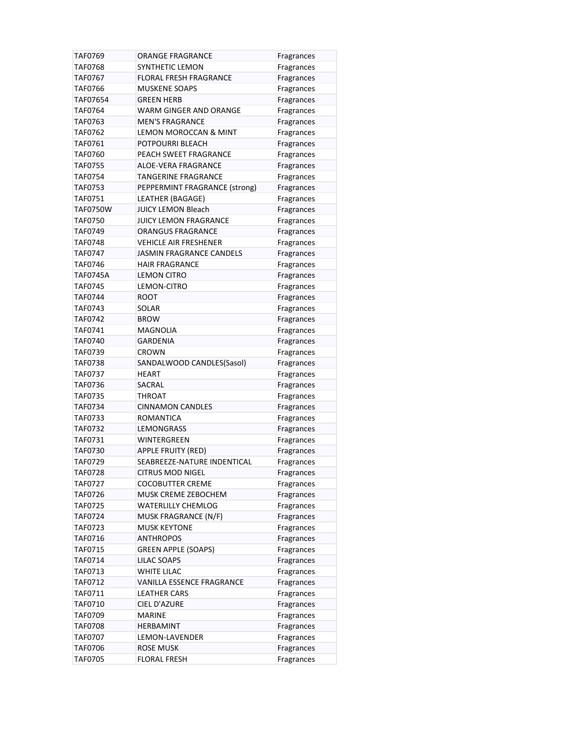| TAF0769 | ORANGE FRAGRANCE | Fragrances |
|---|---|---|
| TAF0768 | SYNTHETIC LEMON | Fragrances |
| TAF0767 | FLORAL FRESH FRAGRANCE | Fragrances |
| TAF0766 | MUSKENE SOAPS | Fragrances |
| TAF07654 | GREEN HERB | Fragrances |
| TAF0764 | WARM GINGER AND ORANGE | Fragrances |
| TAF0763 | MEN'S FRAGRANCE | Fragrances |
| TAF0762 | LEMON MOROCCAN & MINT | Fragrances |
| TAF0761 | POTPOURRI BLEACH | Fragrances |
| TAF0760 | PEACH SWEET FRAGRANCE | Fragrances |
| TAF0755 | ALOE-VERA FRAGRANCE | Fragrances |
| TAF0754 | TANGERINE FRAGRANCE | Fragrances |
| TAF0753 | PEPPERMINT FRAGRANCE (strong) | Fragrances |
| TAF0751 | LEATHER (BAGAGE) | Fragrances |
| TAF0750W | JUICY LEMON Bleach | Fragrances |
| TAF0750 | JUICY LEMON FRAGRANCE | Fragrances |
| TAF0749 | ORANGUS FRAGRANCE | Fragrances |
| TAF0748 | VEHICLE AIR FRESHENER | Fragrances |
| TAF0747 | JASMIN FRAGRANCE CANDELS | Fragrances |
| TAF0746 | HAIR FRAGRANCE | Fragrances |
| TAF0745A | LEMON CITRO | Fragrances |
| TAF0745 | LEMON-CITRO | Fragrances |
| TAF0744 | ROOT | Fragrances |
| TAF0743 | SOLAR | Fragrances |
| TAF0742 | BROW | Fragrances |
| TAF0741 | MAGNOLIA | Fragrances |
| TAF0740 | GARDENIA | Fragrances |
| TAF0739 | CROWN | Fragrances |
| TAF0738 | SANDALWOOD CANDLES(Sasol) | Fragrances |
| TAF0737 | HEART | Fragrances |
| TAF0736 | SACRAL | Fragrances |
| TAF0735 | THROAT | Fragrances |
| TAF0734 | CINNAMON CANDLES | Fragrances |
| TAF0733 | ROMANTICA | Fragrances |
| TAF0732 | LEMONGRASS | Fragrances |
| TAF0731 | WINTERGREEN | Fragrances |
| TAF0730 | APPLE FRUITY (RED) | Fragrances |
| TAF0729 | SEABREEZE-NATURE INDENTICAL | Fragrances |
| TAF0728 | CITRUS MOD NIGEL | Fragrances |
| TAF0727 | COCOBUTTER CREME | Fragrances |
| TAF0726 | MUSK CREME ZEBOCHEM | Fragrances |
| TAF0725 | WATERLILLY CHEMLOG | Fragrances |
| TAF0724 | MUSK FRAGRANCE (N/F) | Fragrances |
| TAF0723 | MUSK KEYTONE | Fragrances |
| TAF0716 | ANTHROPOS | Fragrances |
| TAF0715 | GREEN APPLE (SOAPS) | Fragrances |
| TAF0714 | LILAC SOAPS | Fragrances |
| TAF0713 | WHITE LILAC | Fragrances |
| TAF0712 | VANILLA ESSENCE FRAGRANCE | Fragrances |
| TAF0711 | LEATHER CARS | Fragrances |
| TAF0710 | CIEL D'AZURE | Fragrances |
| TAF0709 | MARINE | Fragrances |
| TAF0708 | HERBAMINT | Fragrances |
| TAF0707 | LEMON-LAVENDER | Fragrances |
| TAF0706 | ROSE MUSK | Fragrances |
| TAF0705 | FLORAL FRESH | Fragrances |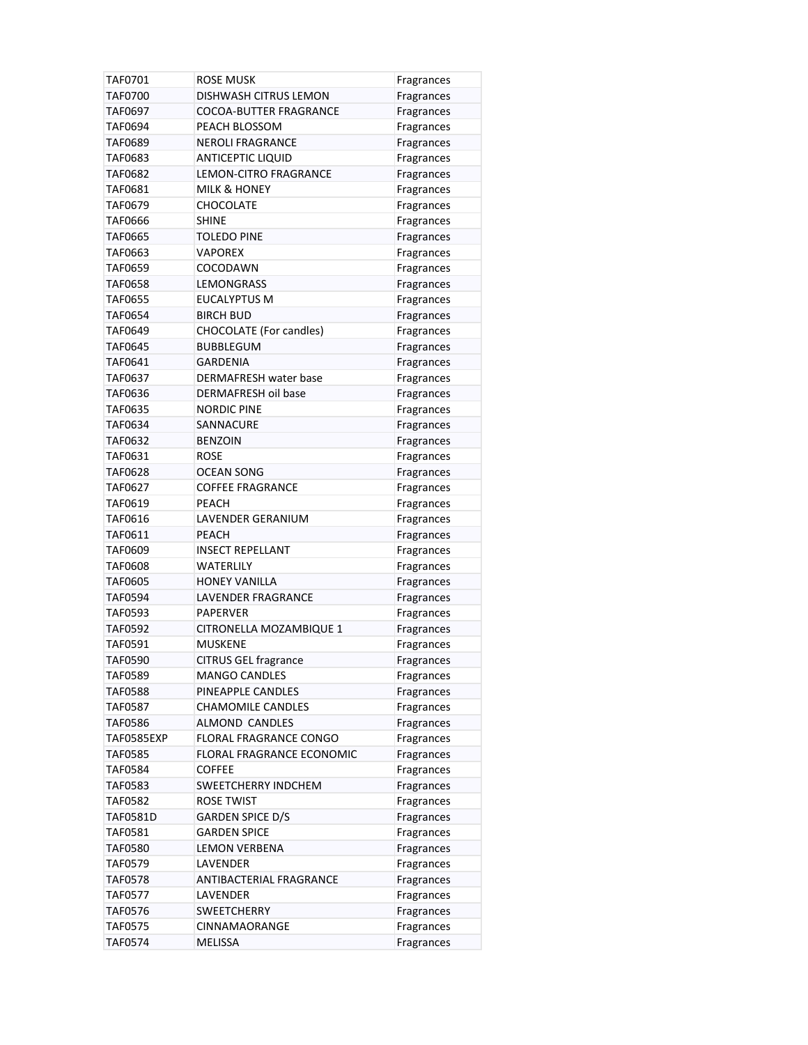| TAF0701 | ROSE MUSK | Fragrances |
|---|---|---|
| TAF0700 | DISHWASH CITRUS LEMON | Fragrances |
| TAF0697 | COCOA-BUTTER FRAGRANCE | Fragrances |
| TAF0694 | PEACH BLOSSOM | Fragrances |
| TAF0689 | NEROLI FRAGRANCE | Fragrances |
| TAF0683 | ANTICEPTIC LIQUID | Fragrances |
| TAF0682 | LEMON-CITRO FRAGRANCE | Fragrances |
| TAF0681 | MILK & HONEY | Fragrances |
| TAF0679 | CHOCOLATE | Fragrances |
| TAF0666 | SHINE | Fragrances |
| TAF0665 | TOLEDO PINE | Fragrances |
| TAF0663 | VAPOREX | Fragrances |
| TAF0659 | COCODAWN | Fragrances |
| TAF0658 | LEMONGRASS | Fragrances |
| TAF0655 | EUCALYPTUS M | Fragrances |
| TAF0654 | BIRCH BUD | Fragrances |
| TAF0649 | CHOCOLATE (For candles) | Fragrances |
| TAF0645 | BUBBLEGUM | Fragrances |
| TAF0641 | GARDENIA | Fragrances |
| TAF0637 | DERMAFRESH water base | Fragrances |
| TAF0636 | DERMAFRESH oil base | Fragrances |
| TAF0635 | NORDIC PINE | Fragrances |
| TAF0634 | SANNACURE | Fragrances |
| TAF0632 | BENZOIN | Fragrances |
| TAF0631 | ROSE | Fragrances |
| TAF0628 | OCEAN SONG | Fragrances |
| TAF0627 | COFFEE FRAGRANCE | Fragrances |
| TAF0619 | PEACH | Fragrances |
| TAF0616 | LAVENDER GERANIUM | Fragrances |
| TAF0611 | PEACH | Fragrances |
| TAF0609 | INSECT REPELLANT | Fragrances |
| TAF0608 | WATERLILY | Fragrances |
| TAF0605 | HONEY VANILLA | Fragrances |
| TAF0594 | LAVENDER FRAGRANCE | Fragrances |
| TAF0593 | PAPERVER | Fragrances |
| TAF0592 | CITRONELLA MOZAMBIQUE 1 | Fragrances |
| TAF0591 | MUSKENE | Fragrances |
| TAF0590 | CITRUS GEL fragrance | Fragrances |
| TAF0589 | MANGO CANDLES | Fragrances |
| TAF0588 | PINEAPPLE CANDLES | Fragrances |
| TAF0587 | CHAMOMILE CANDLES | Fragrances |
| TAF0586 | ALMOND CANDLES | Fragrances |
| TAF0585EXP | FLORAL FRAGRANCE CONGO | Fragrances |
| TAF0585 | FLORAL FRAGRANCE ECONOMIC | Fragrances |
| TAF0584 | COFFEE | Fragrances |
| TAF0583 | SWEETCHERRY INDCHEM | Fragrances |
| TAF0582 | ROSE TWIST | Fragrances |
| TAF0581D | GARDEN SPICE D/S | Fragrances |
| TAF0581 | GARDEN SPICE | Fragrances |
| TAF0580 | LEMON VERBENA | Fragrances |
| TAF0579 | LAVENDER | Fragrances |
| TAF0578 | ANTIBACTERIAL FRAGRANCE | Fragrances |
| TAF0577 | LAVENDER | Fragrances |
| TAF0576 | SWEETCHERRY | Fragrances |
| TAF0575 | CINNAMAORANGE | Fragrances |
| TAF0574 | MELISSA | Fragrances |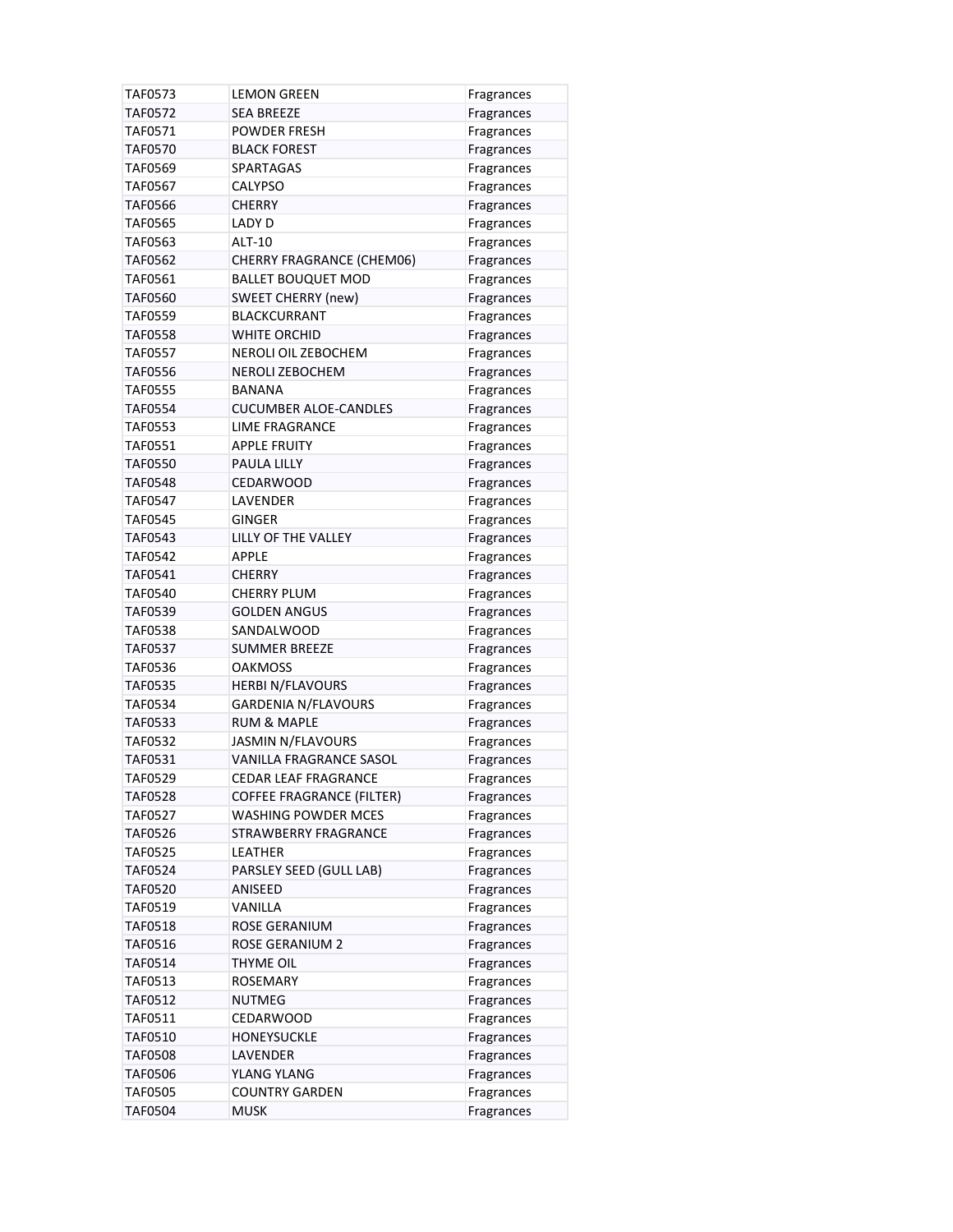| TAF0573 | LEMON GREEN | Fragrances |
|---|---|---|
| TAF0572 | SEA BREEZE | Fragrances |
| TAF0571 | POWDER FRESH | Fragrances |
| TAF0570 | BLACK FOREST | Fragrances |
| TAF0569 | SPARTAGAS | Fragrances |
| TAF0567 | CALYPSO | Fragrances |
| TAF0566 | CHERRY | Fragrances |
| TAF0565 | LADY D | Fragrances |
| TAF0563 | ALT-10 | Fragrances |
| TAF0562 | CHERRY FRAGRANCE (CHEM06) | Fragrances |
| TAF0561 | BALLET BOUQUET MOD | Fragrances |
| TAF0560 | SWEET CHERRY (new) | Fragrances |
| TAF0559 | BLACKCURRANT | Fragrances |
| TAF0558 | WHITE ORCHID | Fragrances |
| TAF0557 | NEROLI OIL ZEBOCHEM | Fragrances |
| TAF0556 | NEROLI ZEBOCHEM | Fragrances |
| TAF0555 | BANANA | Fragrances |
| TAF0554 | CUCUMBER ALOE-CANDLES | Fragrances |
| TAF0553 | LIME FRAGRANCE | Fragrances |
| TAF0551 | APPLE FRUITY | Fragrances |
| TAF0550 | PAULA LILLY | Fragrances |
| TAF0548 | CEDARWOOD | Fragrances |
| TAF0547 | LAVENDER | Fragrances |
| TAF0545 | GINGER | Fragrances |
| TAF0543 | LILLY OF THE VALLEY | Fragrances |
| TAF0542 | APPLE | Fragrances |
| TAF0541 | CHERRY | Fragrances |
| TAF0540 | CHERRY PLUM | Fragrances |
| TAF0539 | GOLDEN ANGUS | Fragrances |
| TAF0538 | SANDALWOOD | Fragrances |
| TAF0537 | SUMMER BREEZE | Fragrances |
| TAF0536 | OAKMOSS | Fragrances |
| TAF0535 | HERBI N/FLAVOURS | Fragrances |
| TAF0534 | GARDENIA N/FLAVOURS | Fragrances |
| TAF0533 | RUM & MAPLE | Fragrances |
| TAF0532 | JASMIN N/FLAVOURS | Fragrances |
| TAF0531 | VANILLA FRAGRANCE SASOL | Fragrances |
| TAF0529 | CEDAR LEAF FRAGRANCE | Fragrances |
| TAF0528 | COFFEE FRAGRANCE (FILTER) | Fragrances |
| TAF0527 | WASHING POWDER MCES | Fragrances |
| TAF0526 | STRAWBERRY FRAGRANCE | Fragrances |
| TAF0525 | LEATHER | Fragrances |
| TAF0524 | PARSLEY SEED (GULL LAB) | Fragrances |
| TAF0520 | ANISEED | Fragrances |
| TAF0519 | VANILLA | Fragrances |
| TAF0518 | ROSE GERANIUM | Fragrances |
| TAF0516 | ROSE GERANIUM 2 | Fragrances |
| TAF0514 | THYME OIL | Fragrances |
| TAF0513 | ROSEMARY | Fragrances |
| TAF0512 | NUTMEG | Fragrances |
| TAF0511 | CEDARWOOD | Fragrances |
| TAF0510 | HONEYSUCKLE | Fragrances |
| TAF0508 | LAVENDER | Fragrances |
| TAF0506 | YLANG YLANG | Fragrances |
| TAF0505 | COUNTRY GARDEN | Fragrances |
| TAF0504 | MUSK | Fragrances |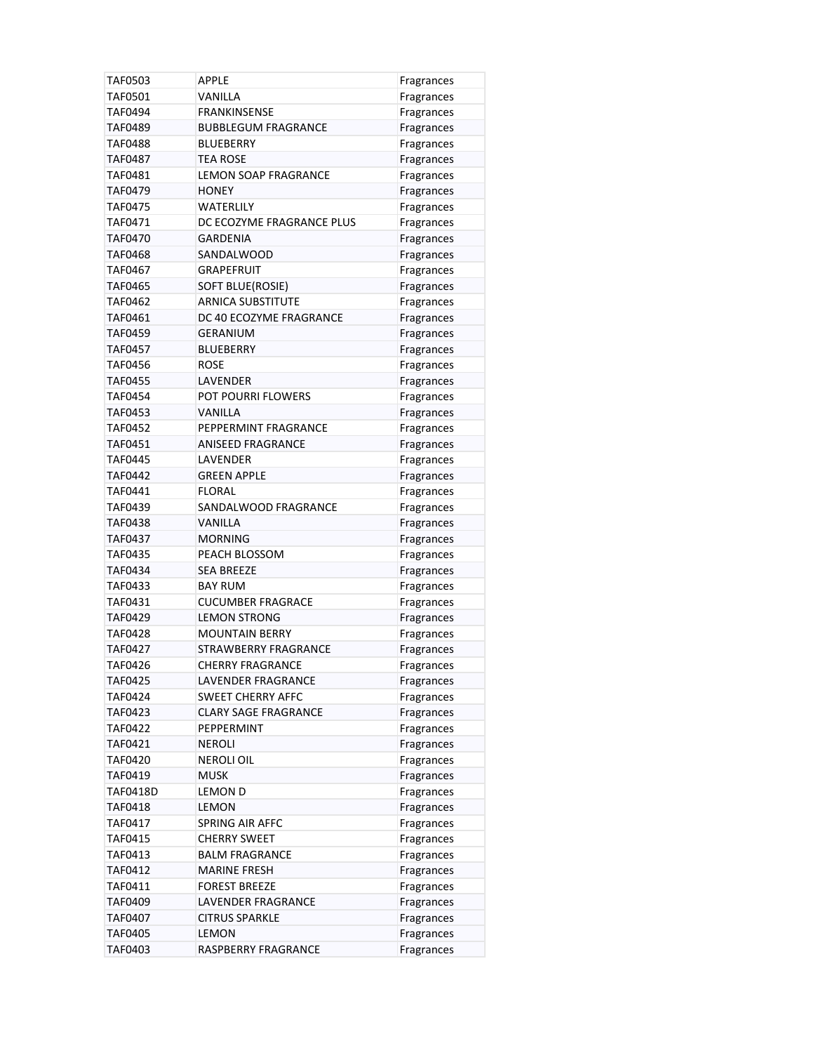| TAF0503 | APPLE | Fragrances |
|---|---|---|
| TAF0501 | VANILLA | Fragrances |
| TAF0494 | FRANKINSENSE | Fragrances |
| TAF0489 | BUBBLEGUM FRAGRANCE | Fragrances |
| TAF0488 | BLUEBERRY | Fragrances |
| TAF0487 | TEA ROSE | Fragrances |
| TAF0481 | LEMON SOAP FRAGRANCE | Fragrances |
| TAF0479 | HONEY | Fragrances |
| TAF0475 | WATERLILY | Fragrances |
| TAF0471 | DC ECOZYME FRAGRANCE PLUS | Fragrances |
| TAF0470 | GARDENIA | Fragrances |
| TAF0468 | SANDALWOOD | Fragrances |
| TAF0467 | GRAPEFRUIT | Fragrances |
| TAF0465 | SOFT BLUE(ROSIE) | Fragrances |
| TAF0462 | ARNICA SUBSTITUTE | Fragrances |
| TAF0461 | DC 40 ECOZYME FRAGRANCE | Fragrances |
| TAF0459 | GERANIUM | Fragrances |
| TAF0457 | BLUEBERRY | Fragrances |
| TAF0456 | ROSE | Fragrances |
| TAF0455 | LAVENDER | Fragrances |
| TAF0454 | POT POURRI FLOWERS | Fragrances |
| TAF0453 | VANILLA | Fragrances |
| TAF0452 | PEPPERMINT FRAGRANCE | Fragrances |
| TAF0451 | ANISEED FRAGRANCE | Fragrances |
| TAF0445 | LAVENDER | Fragrances |
| TAF0442 | GREEN APPLE | Fragrances |
| TAF0441 | FLORAL | Fragrances |
| TAF0439 | SANDALWOOD FRAGRANCE | Fragrances |
| TAF0438 | VANILLA | Fragrances |
| TAF0437 | MORNING | Fragrances |
| TAF0435 | PEACH BLOSSOM | Fragrances |
| TAF0434 | SEA BREEZE | Fragrances |
| TAF0433 | BAY RUM | Fragrances |
| TAF0431 | CUCUMBER FRAGRACE | Fragrances |
| TAF0429 | LEMON STRONG | Fragrances |
| TAF0428 | MOUNTAIN BERRY | Fragrances |
| TAF0427 | STRAWBERRY FRAGRANCE | Fragrances |
| TAF0426 | CHERRY FRAGRANCE | Fragrances |
| TAF0425 | LAVENDER FRAGRANCE | Fragrances |
| TAF0424 | SWEET CHERRY AFFC | Fragrances |
| TAF0423 | CLARY SAGE FRAGRANCE | Fragrances |
| TAF0422 | PEPPERMINT | Fragrances |
| TAF0421 | NEROLI | Fragrances |
| TAF0420 | NEROLI OIL | Fragrances |
| TAF0419 | MUSK | Fragrances |
| TAF0418D | LEMON D | Fragrances |
| TAF0418 | LEMON | Fragrances |
| TAF0417 | SPRING AIR AFFC | Fragrances |
| TAF0415 | CHERRY SWEET | Fragrances |
| TAF0413 | BALM FRAGRANCE | Fragrances |
| TAF0412 | MARINE FRESH | Fragrances |
| TAF0411 | FOREST BREEZE | Fragrances |
| TAF0409 | LAVENDER FRAGRANCE | Fragrances |
| TAF0407 | CITRUS SPARKLE | Fragrances |
| TAF0405 | LEMON | Fragrances |
| TAF0403 | RASPBERRY FRAGRANCE | Fragrances |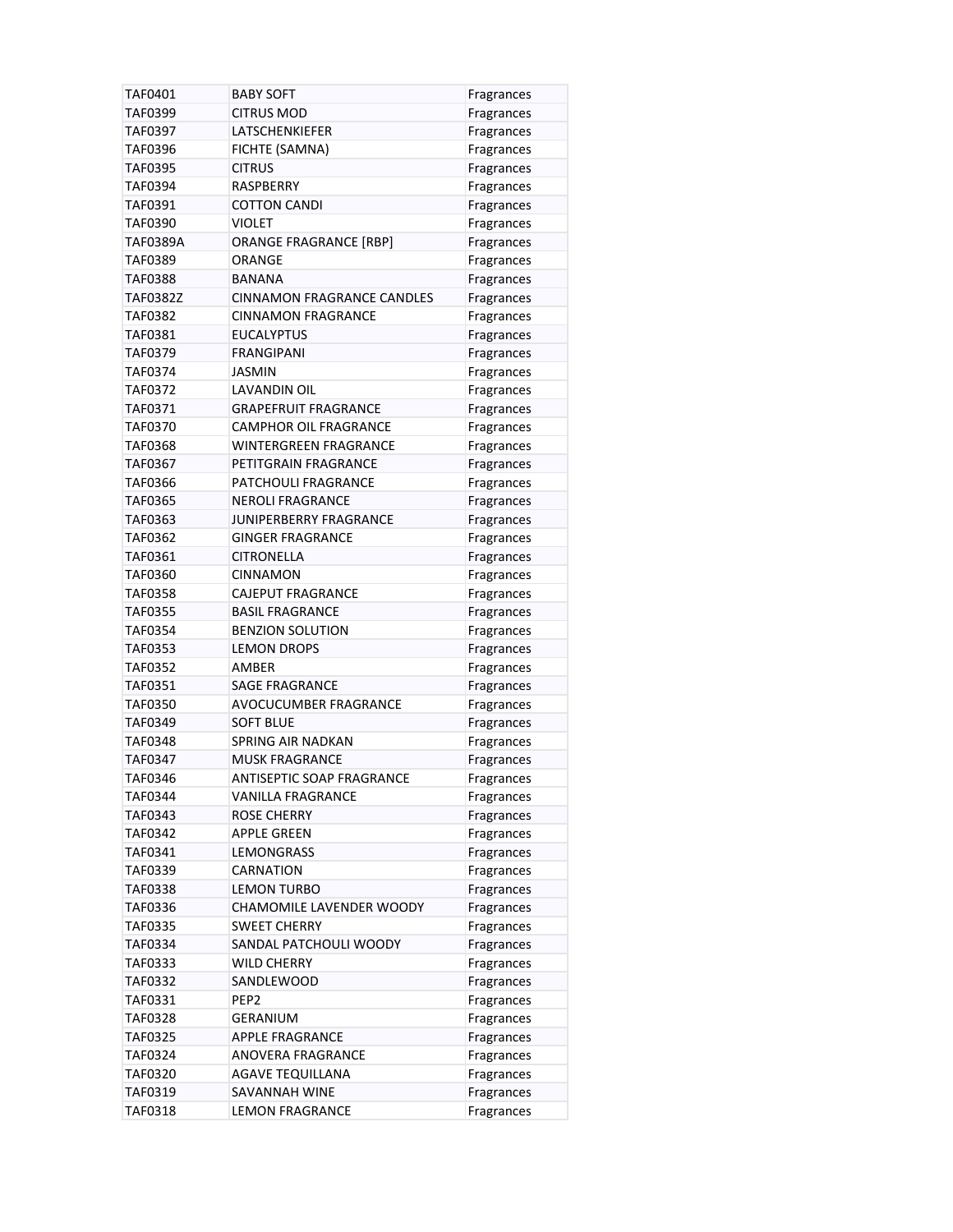| | | |
|---|---|---|
| TAF0401 | BABY SOFT | Fragrances |
| TAF0399 | CITRUS MOD | Fragrances |
| TAF0397 | LATSCHENKIEFER | Fragrances |
| TAF0396 | FICHTE (SAMNA) | Fragrances |
| TAF0395 | CITRUS | Fragrances |
| TAF0394 | RASPBERRY | Fragrances |
| TAF0391 | COTTON CANDI | Fragrances |
| TAF0390 | VIOLET | Fragrances |
| TAF0389A | ORANGE FRAGRANCE [RBP] | Fragrances |
| TAF0389 | ORANGE | Fragrances |
| TAF0388 | BANANA | Fragrances |
| TAF0382Z | CINNAMON FRAGRANCE CANDLES | Fragrances |
| TAF0382 | CINNAMON FRAGRANCE | Fragrances |
| TAF0381 | EUCALYPTUS | Fragrances |
| TAF0379 | FRANGIPANI | Fragrances |
| TAF0374 | JASMIN | Fragrances |
| TAF0372 | LAVANDIN OIL | Fragrances |
| TAF0371 | GRAPEFRUIT FRAGRANCE | Fragrances |
| TAF0370 | CAMPHOR OIL FRAGRANCE | Fragrances |
| TAF0368 | WINTERGREEN FRAGRANCE | Fragrances |
| TAF0367 | PETITGRAIN FRAGRANCE | Fragrances |
| TAF0366 | PATCHOULI FRAGRANCE | Fragrances |
| TAF0365 | NEROLI FRAGRANCE | Fragrances |
| TAF0363 | JUNIPERBERRY FRAGRANCE | Fragrances |
| TAF0362 | GINGER FRAGRANCE | Fragrances |
| TAF0361 | CITRONELLA | Fragrances |
| TAF0360 | CINNAMON | Fragrances |
| TAF0358 | CAJEPUT FRAGRANCE | Fragrances |
| TAF0355 | BASIL FRAGRANCE | Fragrances |
| TAF0354 | BENZION SOLUTION | Fragrances |
| TAF0353 | LEMON DROPS | Fragrances |
| TAF0352 | AMBER | Fragrances |
| TAF0351 | SAGE FRAGRANCE | Fragrances |
| TAF0350 | AVOCUCUMBER FRAGRANCE | Fragrances |
| TAF0349 | SOFT BLUE | Fragrances |
| TAF0348 | SPRING AIR NADKAN | Fragrances |
| TAF0347 | MUSK FRAGRANCE | Fragrances |
| TAF0346 | ANTISEPTIC SOAP FRAGRANCE | Fragrances |
| TAF0344 | VANILLA FRAGRANCE | Fragrances |
| TAF0343 | ROSE CHERRY | Fragrances |
| TAF0342 | APPLE GREEN | Fragrances |
| TAF0341 | LEMONGRASS | Fragrances |
| TAF0339 | CARNATION | Fragrances |
| TAF0338 | LEMON TURBO | Fragrances |
| TAF0336 | CHAMOMILE LAVENDER WOODY | Fragrances |
| TAF0335 | SWEET CHERRY | Fragrances |
| TAF0334 | SANDAL PATCHOULI WOODY | Fragrances |
| TAF0333 | WILD CHERRY | Fragrances |
| TAF0332 | SANDLEWOOD | Fragrances |
| TAF0331 | PEP2 | Fragrances |
| TAF0328 | GERANIUM | Fragrances |
| TAF0325 | APPLE FRAGRANCE | Fragrances |
| TAF0324 | ANOVERA FRAGRANCE | Fragrances |
| TAF0320 | AGAVE TEQUILLANA | Fragrances |
| TAF0319 | SAVANNAH WINE | Fragrances |
| TAF0318 | LEMON FRAGRANCE | Fragrances |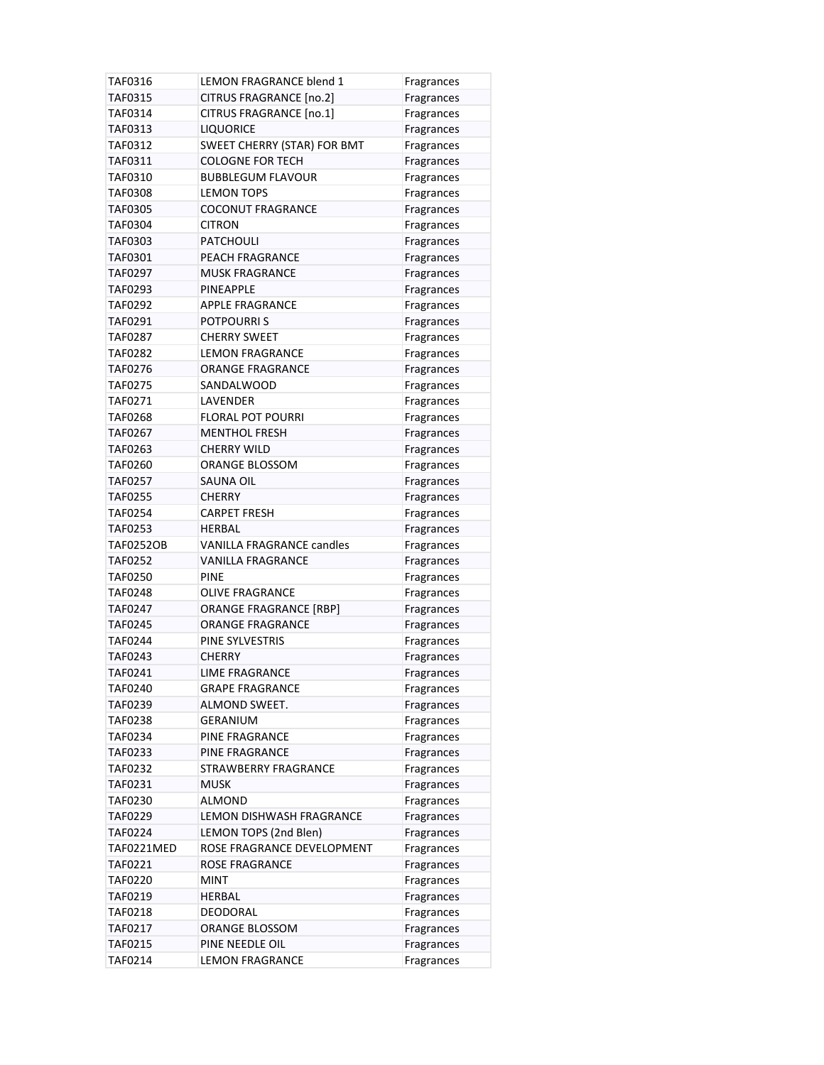| | | |
|---|---|---|
| TAF0316 | LEMON FRAGRANCE blend 1 | Fragrances |
| TAF0315 | CITRUS FRAGRANCE [no.2] | Fragrances |
| TAF0314 | CITRUS FRAGRANCE [no.1] | Fragrances |
| TAF0313 | LIQUORICE | Fragrances |
| TAF0312 | SWEET CHERRY (STAR) FOR BMT | Fragrances |
| TAF0311 | COLOGNE FOR TECH | Fragrances |
| TAF0310 | BUBBLEGUM FLAVOUR | Fragrances |
| TAF0308 | LEMON TOPS | Fragrances |
| TAF0305 | COCONUT FRAGRANCE | Fragrances |
| TAF0304 | CITRON | Fragrances |
| TAF0303 | PATCHOULI | Fragrances |
| TAF0301 | PEACH FRAGRANCE | Fragrances |
| TAF0297 | MUSK FRAGRANCE | Fragrances |
| TAF0293 | PINEAPPLE | Fragrances |
| TAF0292 | APPLE FRAGRANCE | Fragrances |
| TAF0291 | POTPOURRI S | Fragrances |
| TAF0287 | CHERRY SWEET | Fragrances |
| TAF0282 | LEMON FRAGRANCE | Fragrances |
| TAF0276 | ORANGE FRAGRANCE | Fragrances |
| TAF0275 | SANDALWOOD | Fragrances |
| TAF0271 | LAVENDER | Fragrances |
| TAF0268 | FLORAL POT POURRI | Fragrances |
| TAF0267 | MENTHOL FRESH | Fragrances |
| TAF0263 | CHERRY WILD | Fragrances |
| TAF0260 | ORANGE BLOSSOM | Fragrances |
| TAF0257 | SAUNA OIL | Fragrances |
| TAF0255 | CHERRY | Fragrances |
| TAF0254 | CARPET FRESH | Fragrances |
| TAF0253 | HERBAL | Fragrances |
| TAF0252OB | VANILLA FRAGRANCE candles | Fragrances |
| TAF0252 | VANILLA FRAGRANCE | Fragrances |
| TAF0250 | PINE | Fragrances |
| TAF0248 | OLIVE FRAGRANCE | Fragrances |
| TAF0247 | ORANGE FRAGRANCE [RBP] | Fragrances |
| TAF0245 | ORANGE FRAGRANCE | Fragrances |
| TAF0244 | PINE SYLVESTRIS | Fragrances |
| TAF0243 | CHERRY | Fragrances |
| TAF0241 | LIME FRAGRANCE | Fragrances |
| TAF0240 | GRAPE FRAGRANCE | Fragrances |
| TAF0239 | ALMOND SWEET. | Fragrances |
| TAF0238 | GERANIUM | Fragrances |
| TAF0234 | PINE FRAGRANCE | Fragrances |
| TAF0233 | PINE FRAGRANCE | Fragrances |
| TAF0232 | STRAWBERRY FRAGRANCE | Fragrances |
| TAF0231 | MUSK | Fragrances |
| TAF0230 | ALMOND | Fragrances |
| TAF0229 | LEMON DISHWASH FRAGRANCE | Fragrances |
| TAF0224 | LEMON TOPS (2nd Blen) | Fragrances |
| TAF0221MED | ROSE FRAGRANCE DEVELOPMENT | Fragrances |
| TAF0221 | ROSE FRAGRANCE | Fragrances |
| TAF0220 | MINT | Fragrances |
| TAF0219 | HERBAL | Fragrances |
| TAF0218 | DEODORAL | Fragrances |
| TAF0217 | ORANGE BLOSSOM | Fragrances |
| TAF0215 | PINE NEEDLE OIL | Fragrances |
| TAF0214 | LEMON FRAGRANCE | Fragrances |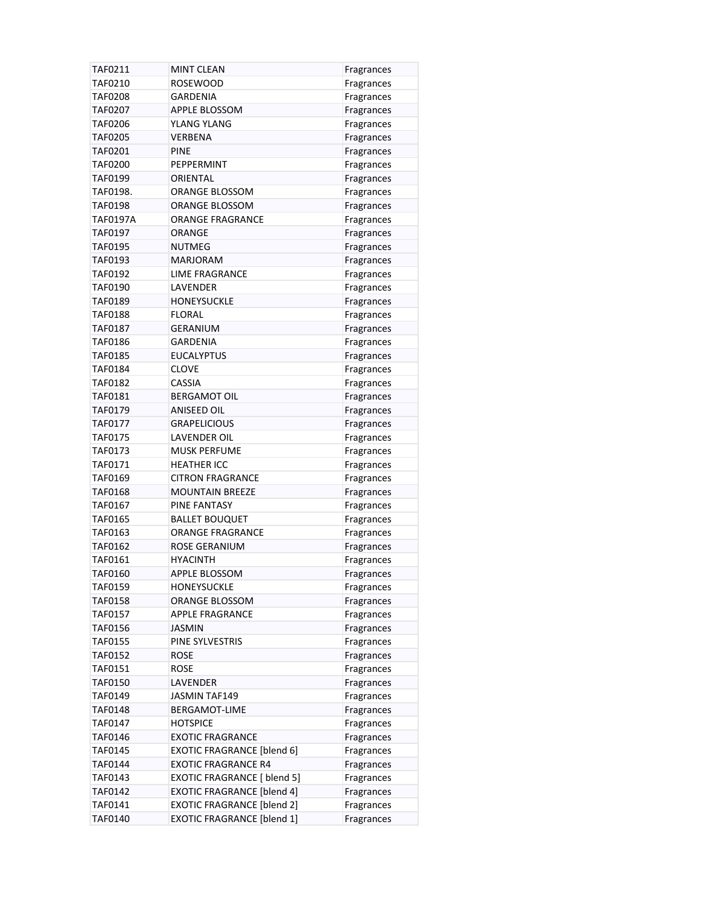| | | |
|---|---|---|
| TAF0211 | MINT CLEAN | Fragrances |
| TAF0210 | ROSEWOOD | Fragrances |
| TAF0208 | GARDENIA | Fragrances |
| TAF0207 | APPLE BLOSSOM | Fragrances |
| TAF0206 | YLANG YLANG | Fragrances |
| TAF0205 | VERBENA | Fragrances |
| TAF0201 | PINE | Fragrances |
| TAF0200 | PEPPERMINT | Fragrances |
| TAF0199 | ORIENTAL | Fragrances |
| TAF0198. | ORANGE BLOSSOM | Fragrances |
| TAF0198 | ORANGE BLOSSOM | Fragrances |
| TAF0197A | ORANGE FRAGRANCE | Fragrances |
| TAF0197 | ORANGE | Fragrances |
| TAF0195 | NUTMEG | Fragrances |
| TAF0193 | MARJORAM | Fragrances |
| TAF0192 | LIME FRAGRANCE | Fragrances |
| TAF0190 | LAVENDER | Fragrances |
| TAF0189 | HONEYSUCKLE | Fragrances |
| TAF0188 | FLORAL | Fragrances |
| TAF0187 | GERANIUM | Fragrances |
| TAF0186 | GARDENIA | Fragrances |
| TAF0185 | EUCALYPTUS | Fragrances |
| TAF0184 | CLOVE | Fragrances |
| TAF0182 | CASSIA | Fragrances |
| TAF0181 | BERGAMOT OIL | Fragrances |
| TAF0179 | ANISEED OIL | Fragrances |
| TAF0177 | GRAPELICIOUS | Fragrances |
| TAF0175 | LAVENDER OIL | Fragrances |
| TAF0173 | MUSK PERFUME | Fragrances |
| TAF0171 | HEATHER ICC | Fragrances |
| TAF0169 | CITRON FRAGRANCE | Fragrances |
| TAF0168 | MOUNTAIN BREEZE | Fragrances |
| TAF0167 | PINE FANTASY | Fragrances |
| TAF0165 | BALLET BOUQUET | Fragrances |
| TAF0163 | ORANGE FRAGRANCE | Fragrances |
| TAF0162 | ROSE GERANIUM | Fragrances |
| TAF0161 | HYACINTH | Fragrances |
| TAF0160 | APPLE BLOSSOM | Fragrances |
| TAF0159 | HONEYSUCKLE | Fragrances |
| TAF0158 | ORANGE BLOSSOM | Fragrances |
| TAF0157 | APPLE FRAGRANCE | Fragrances |
| TAF0156 | JASMIN | Fragrances |
| TAF0155 | PINE SYLVESTRIS | Fragrances |
| TAF0152 | ROSE | Fragrances |
| TAF0151 | ROSE | Fragrances |
| TAF0150 | LAVENDER | Fragrances |
| TAF0149 | JASMIN TAF149 | Fragrances |
| TAF0148 | BERGAMOT-LIME | Fragrances |
| TAF0147 | HOTSPICE | Fragrances |
| TAF0146 | EXOTIC FRAGRANCE | Fragrances |
| TAF0145 | EXOTIC FRAGRANCE [blend 6] | Fragrances |
| TAF0144 | EXOTIC FRAGRANCE R4 | Fragrances |
| TAF0143 | EXOTIC FRAGRANCE [ blend 5] | Fragrances |
| TAF0142 | EXOTIC FRAGRANCE [blend 4] | Fragrances |
| TAF0141 | EXOTIC FRAGRANCE [blend 2] | Fragrances |
| TAF0140 | EXOTIC FRAGRANCE [blend 1] | Fragrances |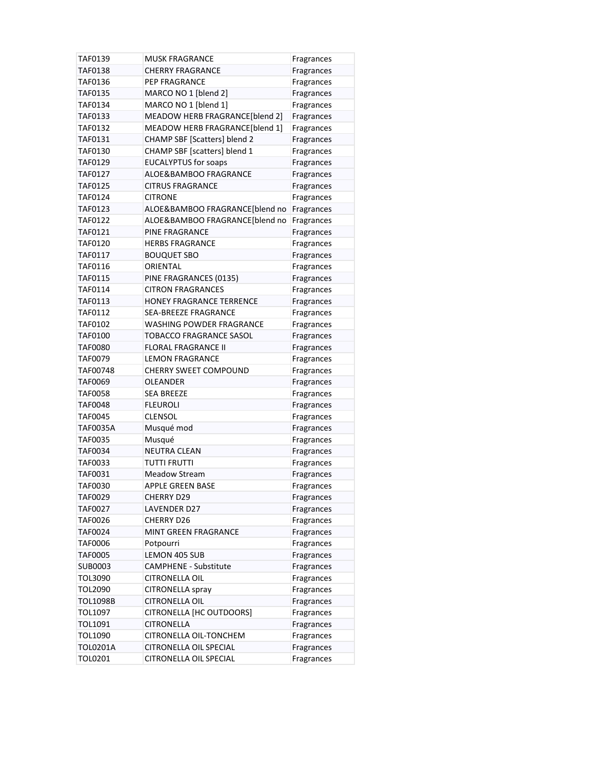| | | |
|---|---|---|
| TAF0139 | MUSK FRAGRANCE | Fragrances |
| TAF0138 | CHERRY FRAGRANCE | Fragrances |
| TAF0136 | PEP FRAGRANCE | Fragrances |
| TAF0135 | MARCO NO 1 [blend 2] | Fragrances |
| TAF0134 | MARCO NO 1 [blend 1] | Fragrances |
| TAF0133 | MEADOW HERB FRAGRANCE[blend 2] | Fragrances |
| TAF0132 | MEADOW HERB FRAGRANCE[blend 1] | Fragrances |
| TAF0131 | CHAMP SBF [Scatters] blend 2 | Fragrances |
| TAF0130 | CHAMP SBF [scatters] blend 1 | Fragrances |
| TAF0129 | EUCALYPTUS for soaps | Fragrances |
| TAF0127 | ALOE&BAMBOO FRAGRANCE | Fragrances |
| TAF0125 | CITRUS FRAGRANCE | Fragrances |
| TAF0124 | CITRONE | Fragrances |
| TAF0123 | ALOE&BAMBOO FRAGRANCE[blend no | Fragrances |
| TAF0122 | ALOE&BAMBOO FRAGRANCE[blend no | Fragrances |
| TAF0121 | PINE FRAGRANCE | Fragrances |
| TAF0120 | HERBS FRAGRANCE | Fragrances |
| TAF0117 | BOUQUET SBO | Fragrances |
| TAF0116 | ORIENTAL | Fragrances |
| TAF0115 | PINE FRAGRANCES (0135) | Fragrances |
| TAF0114 | CITRON FRAGRANCES | Fragrances |
| TAF0113 | HONEY FRAGRANCE TERRENCE | Fragrances |
| TAF0112 | SEA-BREEZE FRAGRANCE | Fragrances |
| TAF0102 | WASHING POWDER FRAGRANCE | Fragrances |
| TAF0100 | TOBACCO FRAGRANCE SASOL | Fragrances |
| TAF0080 | FLORAL FRAGRANCE II | Fragrances |
| TAF0079 | LEMON FRAGRANCE | Fragrances |
| TAF00748 | CHERRY SWEET COMPOUND | Fragrances |
| TAF0069 | OLEANDER | Fragrances |
| TAF0058 | SEA BREEZE | Fragrances |
| TAF0048 | FLEUROLI | Fragrances |
| TAF0045 | CLENSOL | Fragrances |
| TAF0035A | Musqué mod | Fragrances |
| TAF0035 | Musqué | Fragrances |
| TAF0034 | NEUTRA CLEAN | Fragrances |
| TAF0033 | TUTTI FRUTTI | Fragrances |
| TAF0031 | Meadow Stream | Fragrances |
| TAF0030 | APPLE GREEN BASE | Fragrances |
| TAF0029 | CHERRY D29 | Fragrances |
| TAF0027 | LAVENDER D27 | Fragrances |
| TAF0026 | CHERRY D26 | Fragrances |
| TAF0024 | MINT GREEN FRAGRANCE | Fragrances |
| TAF0006 | Potpourri | Fragrances |
| TAF0005 | LEMON 405 SUB | Fragrances |
| SUB0003 | CAMPHENE - Substitute | Fragrances |
| TOL3090 | CITRONELLA OIL | Fragrances |
| TOL2090 | CITRONELLA spray | Fragrances |
| TOL1098B | CITRONELLA OIL | Fragrances |
| TOL1097 | CITRONELLA [HC OUTDOORS] | Fragrances |
| TOL1091 | CITRONELLA | Fragrances |
| TOL1090 | CITRONELLA OIL-TONCHEM | Fragrances |
| TOL0201A | CITRONELLA OIL SPECIAL | Fragrances |
| TOL0201 | CITRONELLA OIL SPECIAL | Fragrances |